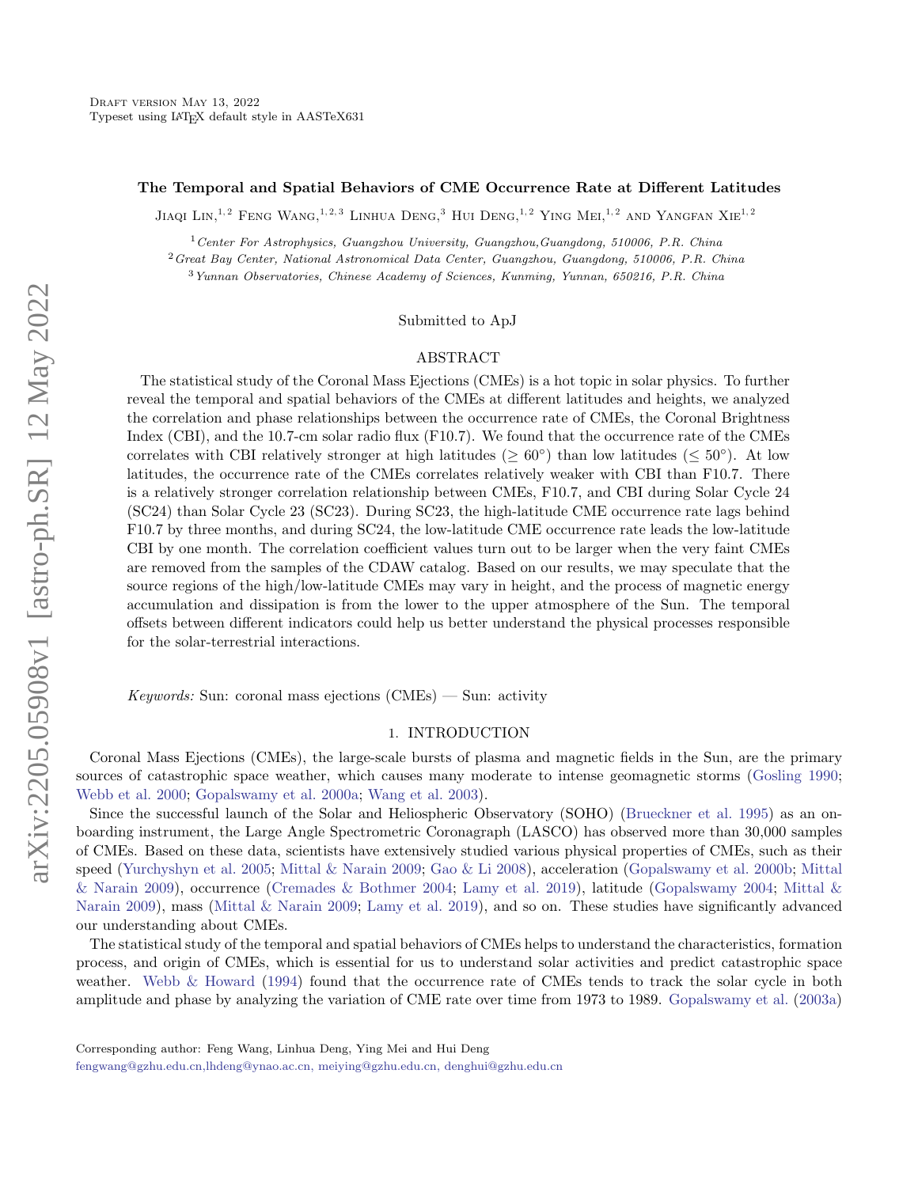Draft version May 13, 2022
Typeset using LATEX default style in AASTeX631

# The Temporal and Spatial Behaviors of CME Occurrence Rate at Different Latitudes

Jiaqi Lin,[1,2] Feng Wang,[1,2,3] Linhua Deng,[3] Hui Deng,[1,2] Ying Mei,[1,2] and Yangfan Xie[1,2]

[1] *Center For Astrophysics, Guangzhou University, Guangzhou,Guangdong, 510006, P.R. China*
[2] *Great Bay Center, National Astronomical Data Center, Guangzhou, Guangdong, 510006, P.R. China*
[3] *Yunnan Observatories, Chinese Academy of Sciences, Kunming, Yunnan, 650216, P.R. China*

Submitted to ApJ

## ABSTRACT

The statistical study of the Coronal Mass Ejections (CMEs) is a hot topic in solar physics. To further reveal the temporal and spatial behaviors of the CMEs at different latitudes and heights, we analyzed the correlation and phase relationships between the occurrence rate of CMEs, the Coronal Brightness Index (CBI), and the 10.7-cm solar radio flux (F10.7). We found that the occurrence rate of the CMEs correlates with CBI relatively stronger at high latitudes ($\geq 60^{\circ}$) than low latitudes ($\leq 50^{\circ}$). At low latitudes, the occurrence rate of the CMEs correlates relatively weaker with CBI than F10.7. There is a relatively stronger correlation relationship between CMEs, F10.7, and CBI during Solar Cycle 24 (SC24) than Solar Cycle 23 (SC23). During SC23, the high-latitude CME occurrence rate lags behind F10.7 by three months, and during SC24, the low-latitude CME occurrence rate leads the low-latitude CBI by one month. The correlation coefficient values turn out to be larger when the very faint CMEs are removed from the samples of the CDAW catalog. Based on our results, we may speculate that the source regions of the high/low-latitude CMEs may vary in height, and the process of magnetic energy accumulation and dissipation is from the lower to the upper atmosphere of the Sun. The temporal offsets between different indicators could help us better understand the physical processes responsible for the solar-terrestrial interactions.

*Keywords:* Sun: coronal mass ejections (CMEs) — Sun: activity

## 1. INTRODUCTION

Coronal Mass Ejections (CMEs), the large-scale bursts of plasma and magnetic fields in the Sun, are the primary sources of catastrophic space weather, which causes many moderate to intense geomagnetic storms (Gosling 1990; Webb et al. 2000; Gopalswamy et al. 2000a; Wang et al. 2003).

Since the successful launch of the Solar and Heliospheric Observatory (SOHO) (Brueckner et al. 1995) as an on-boarding instrument, the Large Angle Spectrometric Coronagraph (LASCO) has observed more than 30,000 samples of CMEs. Based on these data, scientists have extensively studied various physical properties of CMEs, such as their speed (Yurchyshyn et al. 2005; Mittal & Narain 2009; Gao & Li 2008), acceleration (Gopalswamy et al. 2000b; Mittal & Narain 2009), occurrence (Cremades & Bothmer 2004; Lamy et al. 2019), latitude (Gopalswamy 2004; Mittal & Narain 2009), mass (Mittal & Narain 2009; Lamy et al. 2019), and so on. These studies have significantly advanced our understanding about CMEs.

The statistical study of the temporal and spatial behaviors of CMEs helps to understand the characteristics, formation process, and origin of CMEs, which is essential for us to understand solar activities and predict catastrophic space weather. Webb & Howard (1994) found that the occurrence rate of CMEs tends to track the solar cycle in both amplitude and phase by analyzing the variation of CME rate over time from 1973 to 1989. Gopalswamy et al. (2003a)

Corresponding author: Feng Wang, Linhua Deng, Ying Mei and Hui Deng
fengwang@gzhu.edu.cn,lhdeng@ynao.ac.cn, meiying@gzhu.edu.cn, denghui@gzhu.edu.cn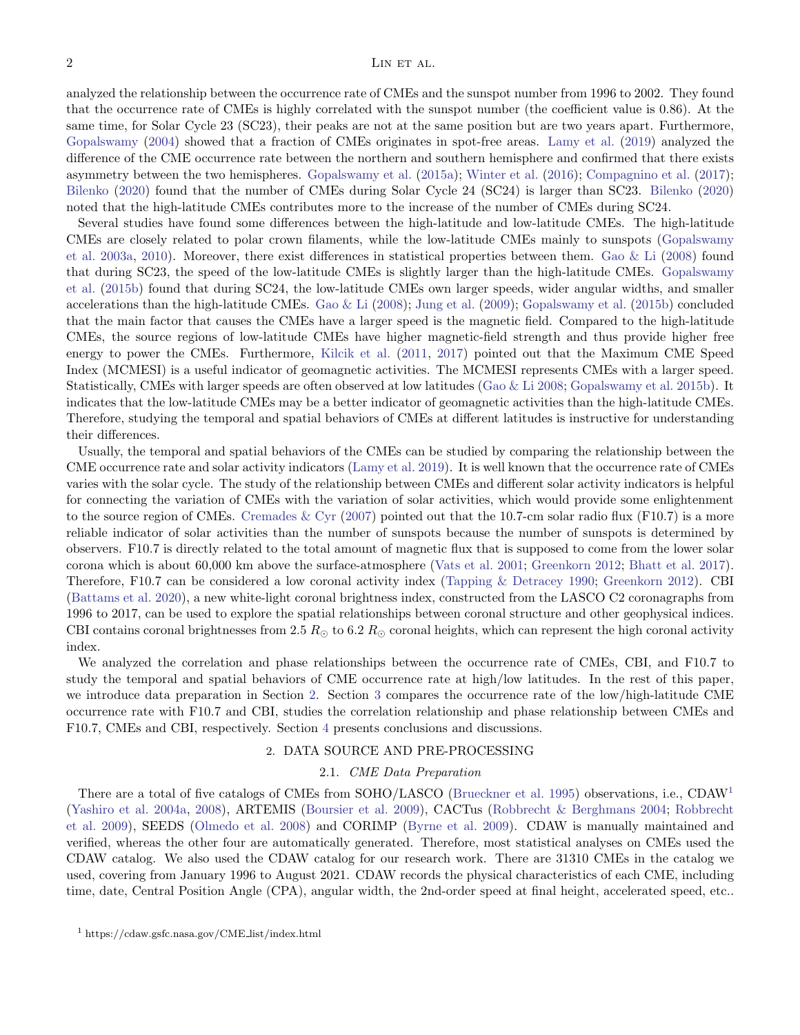analyzed the relationship between the occurrence rate of CMEs and the sunspot number from 1996 to 2002. They found that the occurrence rate of CMEs is highly correlated with the sunspot number (the coefficient value is 0.86). At the same time, for Solar Cycle 23 (SC23), their peaks are not at the same position but are two years apart. Furthermore, Gopalswamy (2004) showed that a fraction of CMEs originates in spot-free areas. Lamy et al. (2019) analyzed the difference of the CME occurrence rate between the northern and southern hemisphere and confirmed that there exists asymmetry between the two hemispheres. Gopalswamy et al. (2015a); Winter et al. (2016); Compagnino et al. (2017); Bilenko (2020) found that the number of CMEs during Solar Cycle 24 (SC24) is larger than SC23. Bilenko (2020) noted that the high-latitude CMEs contributes more to the increase of the number of CMEs during SC24.

Several studies have found some differences between the high-latitude and low-latitude CMEs. The high-latitude CMEs are closely related to polar crown filaments, while the low-latitude CMEs mainly to sunspots (Gopalswamy et al. 2003a, 2010). Moreover, there exist differences in statistical properties between them. Gao & Li (2008) found that during SC23, the speed of the low-latitude CMEs is slightly larger than the high-latitude CMEs. Gopalswamy et al. (2015b) found that during SC24, the low-latitude CMEs own larger speeds, wider angular widths, and smaller accelerations than the high-latitude CMEs. Gao & Li (2008); Jung et al. (2009); Gopalswamy et al. (2015b) concluded that the main factor that causes the CMEs have a larger speed is the magnetic field. Compared to the high-latitude CMEs, the source regions of low-latitude CMEs have higher magnetic-field strength and thus provide higher free energy to power the CMEs. Furthermore, Kilcik et al. (2011, 2017) pointed out that the Maximum CME Speed Index (MCMESI) is a useful indicator of geomagnetic activities. The MCMESI represents CMEs with a larger speed. Statistically, CMEs with larger speeds are often observed at low latitudes (Gao & Li 2008; Gopalswamy et al. 2015b). It indicates that the low-latitude CMEs may be a better indicator of geomagnetic activities than the high-latitude CMEs. Therefore, studying the temporal and spatial behaviors of CMEs at different latitudes is instructive for understanding their differences.

Usually, the temporal and spatial behaviors of the CMEs can be studied by comparing the relationship between the CME occurrence rate and solar activity indicators (Lamy et al. 2019). It is well known that the occurrence rate of CMEs varies with the solar cycle. The study of the relationship between CMEs and different solar activity indicators is helpful for connecting the variation of CMEs with the variation of solar activities, which would provide some enlightenment to the source region of CMEs. Cremades & Cyr (2007) pointed out that the 10.7-cm solar radio flux (F10.7) is a more reliable indicator of solar activities than the number of sunspots because the number of sunspots is determined by observers. F10.7 is directly related to the total amount of magnetic flux that is supposed to come from the lower solar corona which is about 60,000 km above the surface-atmosphere (Vats et al. 2001; Greenkorn 2012; Bhatt et al. 2017). Therefore, F10.7 can be considered a low coronal activity index (Tapping & Detracey 1990; Greenkorn 2012). CBI (Battams et al. 2020), a new white-light coronal brightness index, constructed from the LASCO C2 coronagraphs from 1996 to 2017, can be used to explore the spatial relationships between coronal structure and other geophysical indices. CBI contains coronal brightnesses from 2.5 $R_\odot$ to 6.2 $R_\odot$ coronal heights, which can represent the high coronal activity index.

We analyzed the correlation and phase relationships between the occurrence rate of CMEs, CBI, and F10.7 to study the temporal and spatial behaviors of CME occurrence rate at high/low latitudes. In the rest of this paper, we introduce data preparation in Section 2. Section 3 compares the occurrence rate of the low/high-latitude CME occurrence rate with F10.7 and CBI, studies the correlation relationship and phase relationship between CMEs and F10.7, CMEs and CBI, respectively. Section 4 presents conclusions and discussions.

## 2. DATA SOURCE AND PRE-PROCESSING

### 2.1. *CME Data Preparation*

There are a total of five catalogs of CMEs from SOHO/LASCO (Brueckner et al. 1995) observations, i.e., CDAW[1] (Yashiro et al. 2004a, 2008), ARTEMIS (Boursier et al. 2009), CACTus (Robbrecht & Berghmans 2004; Robbrecht et al. 2009), SEEDS (Olmedo et al. 2008) and CORIMP (Byrne et al. 2009). CDAW is manually maintained and verified, whereas the other four are automatically generated. Therefore, most statistical analyses on CMEs used the CDAW catalog. We also used the CDAW catalog for our research work. There are 31310 CMEs in the catalog we used, covering from January 1996 to August 2021. CDAW records the physical characteristics of each CME, including time, date, Central Position Angle (CPA), angular width, the 2nd-order speed at final height, accelerated speed, etc..

[1] https://cdaw.gsfc.nasa.gov/CME_list/index.html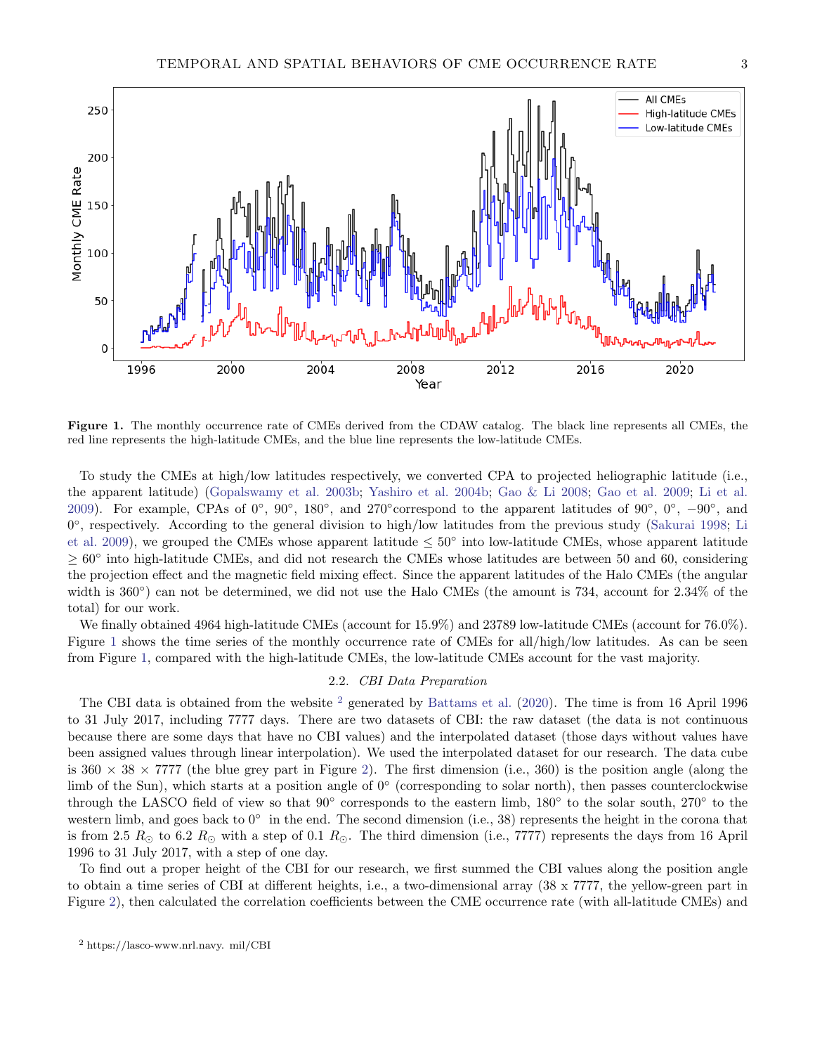**Figure 1.** The monthly occurrence rate of CMEs derived from the CDAW catalog. The black line represents all CMEs, the red line represents the high-latitude CMEs, and the blue line represents the low-latitude CMEs.

To study the CMEs at high/low latitudes respectively, we converted CPA to projected heliographic latitude (i.e., the apparent latitude) (Gopalswamy et al. 2003b; Yashiro et al. 2004b; Gao & Li 2008; Gao et al. 2009; Li et al. 2009). For example, CPAs of 0°, 90°, 180°, and 270°correspond to the apparent latitudes of 90°, 0°, −90°, and 0°, respectively. According to the general division to high/low latitudes from the previous study (Sakurai 1998; Li et al. 2009), we grouped the CMEs whose apparent latitude ≤ 50° into low-latitude CMEs, whose apparent latitude ≥ 60° into high-latitude CMEs, and did not research the CMEs whose latitudes are between 50 and 60, considering the projection effect and the magnetic field mixing effect. Since the apparent latitudes of the Halo CMEs (the angular width is 360°) can not be determined, we did not use the Halo CMEs (the amount is 734, account for 2.34% of the total) for our work.

We finally obtained 4964 high-latitude CMEs (account for 15.9%) and 23789 low-latitude CMEs (account for 76.0%). Figure 1 shows the time series of the monthly occurrence rate of CMEs for all/high/low latitudes. As can be seen from Figure 1, compared with the high-latitude CMEs, the low-latitude CMEs account for the vast majority.

### 2.2. *CBI Data Preparation*

The CBI data is obtained from the website [2] generated by Battams et al. (2020). The time is from 16 April 1996 to 31 July 2017, including 7777 days. There are two datasets of CBI: the raw dataset (the data is not continuous because there are some days that have no CBI values) and the interpolated dataset (those days without values have been assigned values through linear interpolation). We used the interpolated dataset for our research. The data cube is 360 × 38 × 7777 (the blue grey part in Figure 2). The first dimension (i.e., 360) is the position angle (along the limb of the Sun), which starts at a position angle of 0° (corresponding to solar north), then passes counterclockwise through the LASCO field of view so that 90° corresponds to the eastern limb, 180° to the solar south, 270° to the western limb, and goes back to 0° in the end. The second dimension (i.e., 38) represents the height in the corona that is from 2.5 $R_\odot$ to 6.2 $R_\odot$ with a step of 0.1 $R_\odot$. The third dimension (i.e., 7777) represents the days from 16 April 1996 to 31 July 2017, with a step of one day.

To find out a proper height of the CBI for our research, we first summed the CBI values along the position angle to obtain a time series of CBI at different heights, i.e., a two-dimensional array (38 x 7777, the yellow-green part in Figure 2), then calculated the correlation coefficients between the CME occurrence rate (with all-latitude CMEs) and

[2] https://lasco-www.nrl.navy. mil/CBI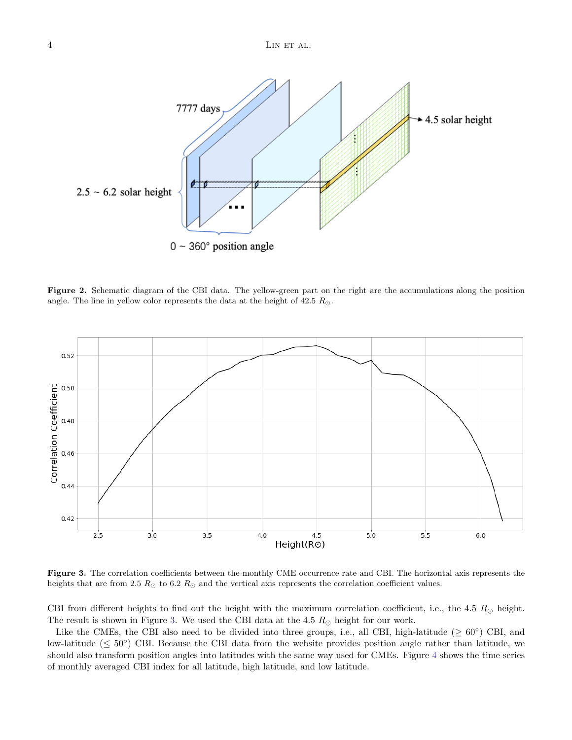**Figure 2.** Schematic diagram of the CBI data. The yellow-green part on the right are the accumulations along the position angle. The line in yellow color represents the data at the height of 42.5 $R_{\odot}$.

**Figure 3.** The correlation coefficients between the monthly CME occurrence rate and CBI. The horizontal axis represents the heights that are from 2.5 $R_{\odot}$ to 6.2 $R_{\odot}$ and the vertical axis represents the correlation coefficient values.

CBI from different heights to find out the height with the maximum correlation coefficient, i.e., the 4.5 $R_{\odot}$ height. The result is shown in Figure 3. We used the CBI data at the 4.5 $R_{\odot}$ height for our work.

Like the CMEs, the CBI also need to be divided into three groups, i.e., all CBI, high-latitude ($\geq 60°$) CBI, and low-latitude ($\leq 50°$) CBI. Because the CBI data from the website provides position angle rather than latitude, we should also transform position angles into latitudes with the same way used for CMEs. Figure 4 shows the time series of monthly averaged CBI index for all latitude, high latitude, and low latitude.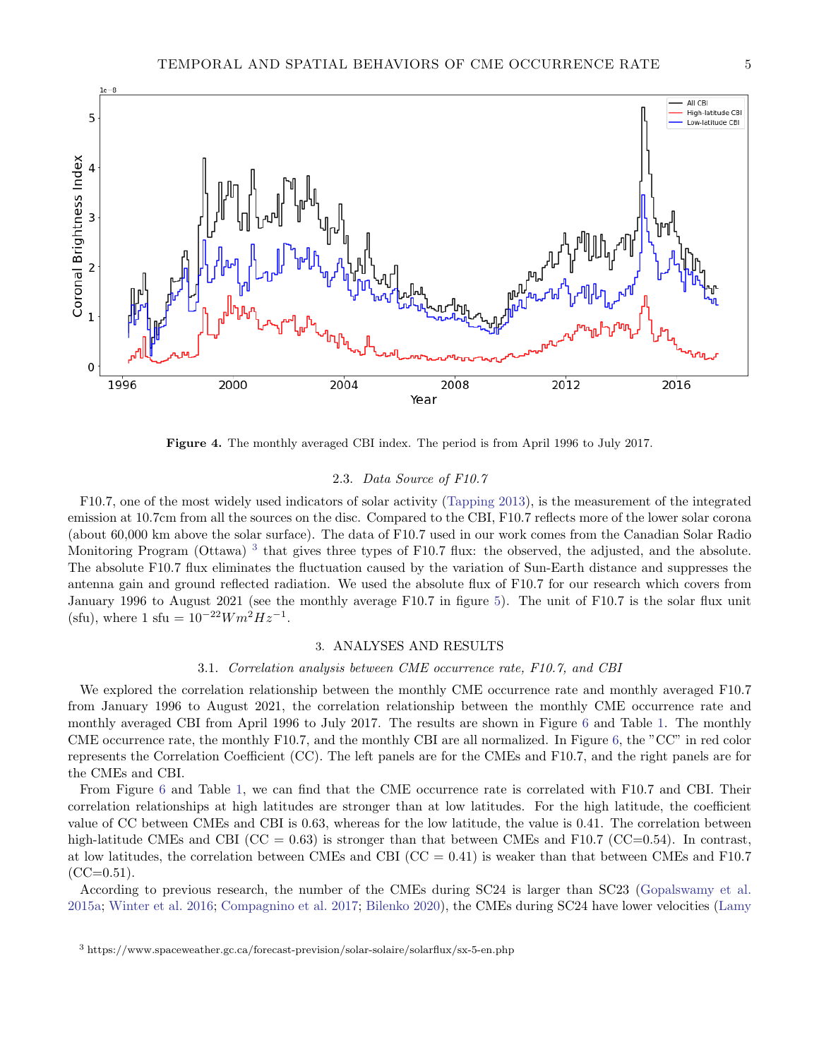**Figure 4.** The monthly averaged CBI index. The period is from April 1996 to July 2017.

### 2.3. *Data Source of F10.7*

F10.7, one of the most widely used indicators of solar activity (Tapping 2013), is the measurement of the integrated emission at 10.7cm from all the sources on the disc. Compared to the CBI, F10.7 reflects more of the lower solar corona (about 60,000 km above the solar surface). The data of F10.7 used in our work comes from the Canadian Solar Radio Monitoring Program (Ottawa) [3] that gives three types of F10.7 flux: the observed, the adjusted, and the absolute. The absolute F10.7 flux eliminates the fluctuation caused by the variation of Sun-Earth distance and suppresses the antenna gain and ground reflected radiation. We used the absolute flux of F10.7 for our research which covers from January 1996 to August 2021 (see the monthly average F10.7 in figure 5). The unit of F10.7 is the solar flux unit (sfu), where 1 sfu $= 10^{-22} W m^2 Hz^{-1}$.

## 3. ANALYSES AND RESULTS

### 3.1. *Correlation analysis between CME occurrence rate, F10.7, and CBI*

We explored the correlation relationship between the monthly CME occurrence rate and monthly averaged F10.7 from January 1996 to August 2021, the correlation relationship between the monthly CME occurrence rate and monthly averaged CBI from April 1996 to July 2017. The results are shown in Figure 6 and Table 1. The monthly CME occurrence rate, the monthly F10.7, and the monthly CBI are all normalized. In Figure 6, the "CC" in red color represents the Correlation Coefficient (CC). The left panels are for the CMEs and F10.7, and the right panels are for the CMEs and CBI.

From Figure 6 and Table 1, we can find that the CME occurrence rate is correlated with F10.7 and CBI. Their correlation relationships at high latitudes are stronger than at low latitudes. For the high latitude, the coefficient value of CC between CMEs and CBI is 0.63, whereas for the low latitude, the value is 0.41. The correlation between high-latitude CMEs and CBI (CC = 0.63) is stronger than that between CMEs and F10.7 (CC=0.54). In contrast, at low latitudes, the correlation between CMEs and CBI (CC = 0.41) is weaker than that between CMEs and F10.7 (CC=0.51).

According to previous research, the number of the CMEs during SC24 is larger than SC23 (Gopalswamy et al. 2015a; Winter et al. 2016; Compagnino et al. 2017; Bilenko 2020), the CMEs during SC24 have lower velocities (Lamy

[3] https://www.spaceweather.gc.ca/forecast-prevision/solar-solaire/solarflux/sx-5-en.php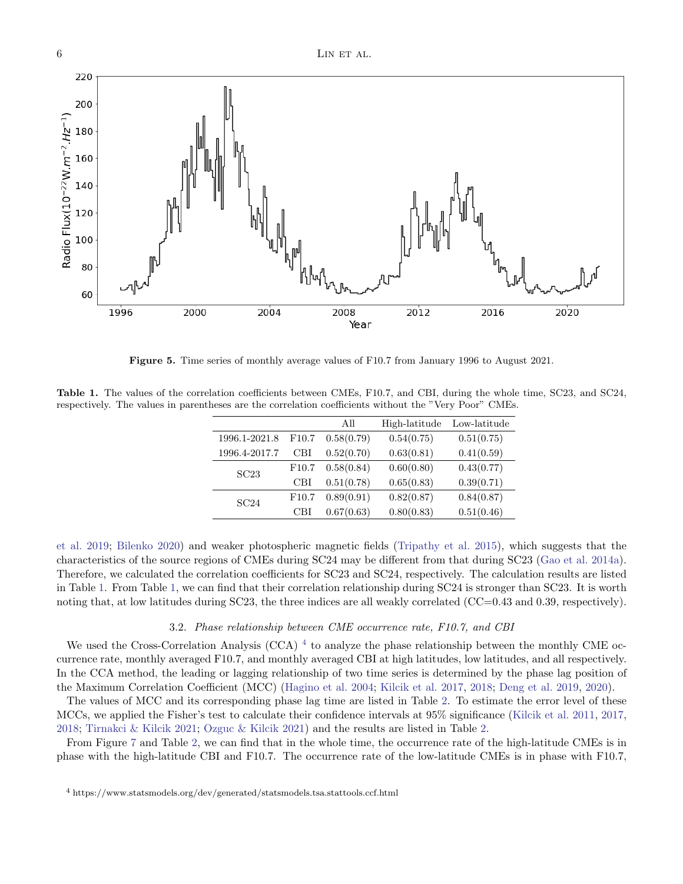Figure 5. Time series of monthly average values of F10.7 from January 1996 to August 2021.

Table 1. The values of the correlation coefficients between CMEs, F10.7, and CBI, during the whole time, SC23, and SC24, respectively. The values in parentheses are the correlation coefficients without the "Very Poor" CMEs.

| | | All | High-latitude | Low-latitude |
|---|---|---|---|---|
| 1996.1-2021.8 | F10.7 | 0.58(0.79) | 0.54(0.75) | 0.51(0.75) |
| 1996.4-2017.7 | CBI | 0.52(0.70) | 0.63(0.81) | 0.41(0.59) |
| SC23 | F10.7 | 0.58(0.84) | 0.60(0.80) | 0.43(0.77) |
| | CBI | 0.51(0.78) | 0.65(0.83) | 0.39(0.71) |
| SC24 | F10.7 | 0.89(0.91) | 0.82(0.87) | 0.84(0.87) |
| | CBI | 0.67(0.63) | 0.80(0.83) | 0.51(0.46) |

et al. 2019; Bilenko 2020) and weaker photospheric magnetic fields (Tripathy et al. 2015), which suggests that the characteristics of the source regions of CMEs during SC24 may be different from that during SC23 (Gao et al. 2014a). Therefore, we calculated the correlation coefficients for SC23 and SC24, respectively. The calculation results are listed in Table 1. From Table 1, we can find that their correlation relationship during SC24 is stronger than SC23. It is worth noting that, at low latitudes during SC23, the three indices are all weakly correlated (CC=0.43 and 0.39, respectively).

### 3.2. *Phase relationship between CME occurrence rate, F10.7, and CBI*

We used the Cross-Correlation Analysis (CCA) [4] to analyze the phase relationship between the monthly CME occurrence rate, monthly averaged F10.7, and monthly averaged CBI at high latitudes, low latitudes, and all respectively. In the CCA method, the leading or lagging relationship of two time series is determined by the phase lag position of the Maximum Correlation Coefficient (MCC) (Hagino et al. 2004; Kilcik et al. 2017, 2018; Deng et al. 2019, 2020).

The values of MCC and its corresponding phase lag time are listed in Table 2. To estimate the error level of these MCCs, we applied the Fisher's test to calculate their confidence intervals at 95% significance (Kilcik et al. 2011, 2017, 2018; Tirnakci & Kilcik 2021; Ozguc & Kilcik 2021) and the results are listed in Table 2.

From Figure 7 and Table 2, we can find that in the whole time, the occurrence rate of the high-latitude CMEs is in phase with the high-latitude CBI and F10.7. The occurrence rate of the low-latitude CMEs is in phase with F10.7,

[4] https://www.statsmodels.org/dev/generated/statsmodels.tsa.stattools.ccf.html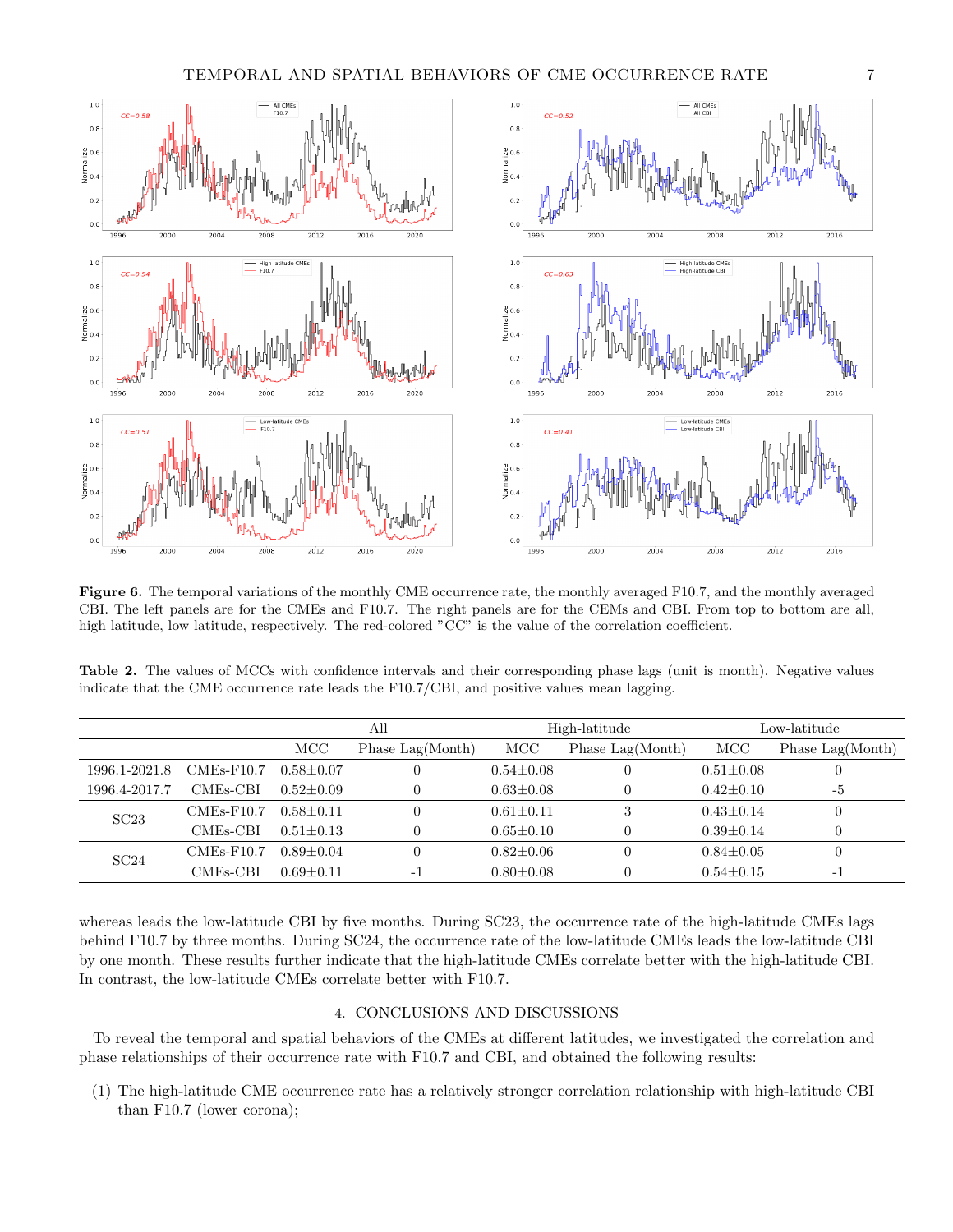**Figure 6.** The temporal variations of the monthly CME occurrence rate, the monthly averaged F10.7, and the monthly averaged CBI. The left panels are for the CMEs and F10.7. The right panels are for the CEMs and CBI. From top to bottom are all, high latitude, low latitude, respectively. The red-colored "CC" is the value of the correlation coefficient.

**Table 2.** The values of MCCs with confidence intervals and their corresponding phase lags (unit is month). Negative values indicate that the CME occurrence rate leads the F10.7/CBI, and positive values mean lagging.

| | | All | | High-latitude | | Low-latitude | |
|---|---|---|---|---|---|---|---|
| | | MCC | Phase Lag(Month) | MCC | Phase Lag(Month) | MCC | Phase Lag(Month) |
| 1996.1-2021.8 | CMEs-F10.7 | 0.58±0.07 | 0 | 0.54±0.08 | 0 | 0.51±0.08 | 0 |
| 1996.4-2017.7 | CMEs-CBI | 0.52±0.09 | 0 | 0.63±0.08 | 0 | 0.42±0.10 | -5 |
| SC23 | CMEs-F10.7 | 0.58±0.11 | 0 | 0.61±0.11 | 3 | 0.43±0.14 | 0 |
| | CMEs-CBI | 0.51±0.13 | 0 | 0.65±0.10 | 0 | 0.39±0.14 | 0 |
| SC24 | CMEs-F10.7 | 0.89±0.04 | 0 | 0.82±0.06 | 0 | 0.84±0.05 | 0 |
| | CMEs-CBI | 0.69±0.11 | -1 | 0.80±0.08 | 0 | 0.54±0.15 | -1 |

whereas leads the low-latitude CBI by five months. During SC23, the occurrence rate of the high-latitude CMEs lags behind F10.7 by three months. During SC24, the occurrence rate of the low-latitude CMEs leads the low-latitude CBI by one month. These results further indicate that the high-latitude CMEs correlate better with the high-latitude CBI. In contrast, the low-latitude CMEs correlate better with F10.7.

## 4. CONCLUSIONS AND DISCUSSIONS

To reveal the temporal and spatial behaviors of the CMEs at different latitudes, we investigated the correlation and phase relationships of their occurrence rate with F10.7 and CBI, and obtained the following results:

(1) The high-latitude CME occurrence rate has a relatively stronger correlation relationship with high-latitude CBI than F10.7 (lower corona);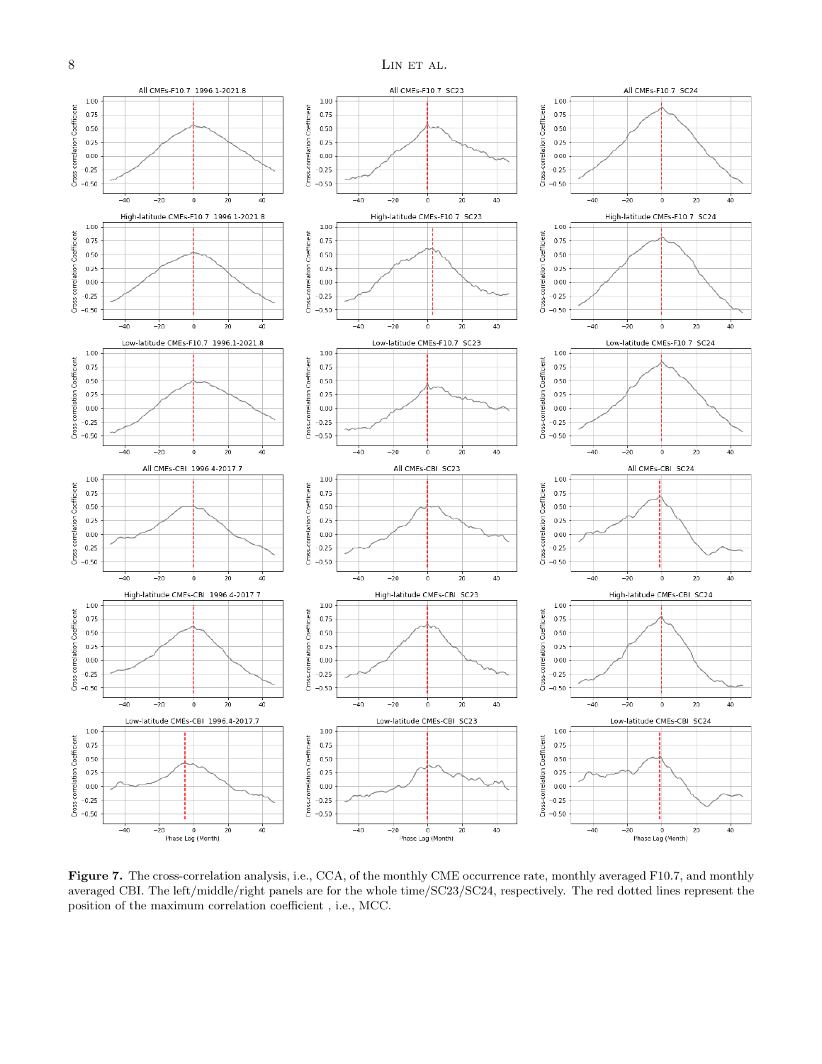**Figure 7.** The cross-correlation analysis, i.e., CCA, of the monthly CME occurrence rate, monthly averaged F10.7, and monthly averaged CBI. The left/middle/right panels are for the whole time/SC23/SC24, respectively. The red dotted lines represent the position of the maximum correlation coefficient , i.e., MCC.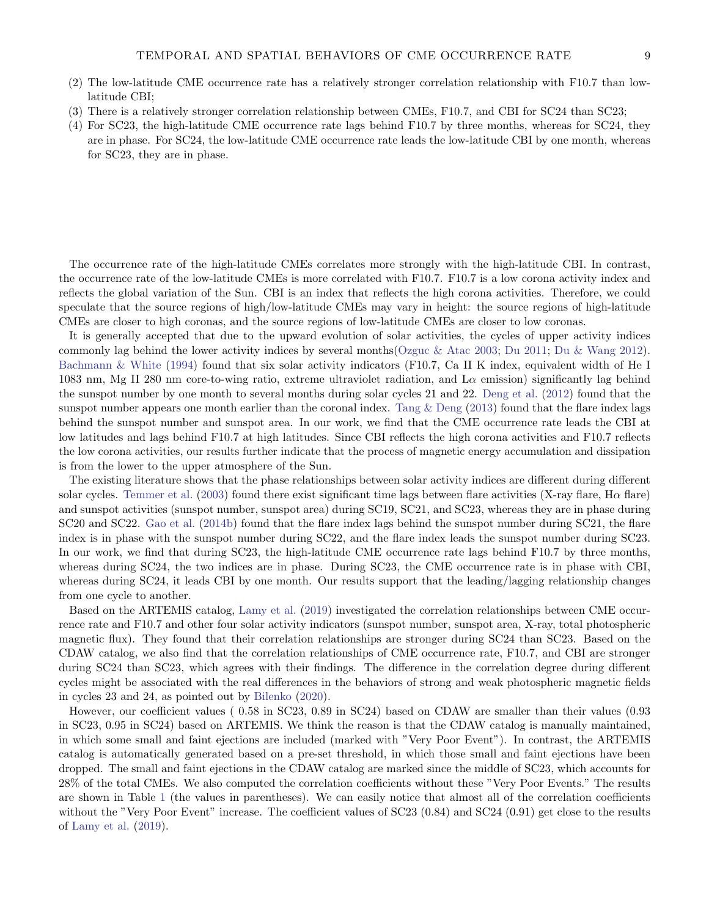(2) The low-latitude CME occurrence rate has a relatively stronger correlation relationship with F10.7 than low-latitude CBI;
(3) There is a relatively stronger correlation relationship between CMEs, F10.7, and CBI for SC24 than SC23;
(4) For SC23, the high-latitude CME occurrence rate lags behind F10.7 by three months, whereas for SC24, they are in phase. For SC24, the low-latitude CME occurrence rate leads the low-latitude CBI by one month, whereas for SC23, they are in phase.

The occurrence rate of the high-latitude CMEs correlates more strongly with the high-latitude CBI. In contrast, the occurrence rate of the low-latitude CMEs is more correlated with F10.7. F10.7 is a low corona activity index and reflects the global variation of the Sun. CBI is an index that reflects the high corona activities. Therefore, we could speculate that the source regions of high/low-latitude CMEs may vary in height: the source regions of high-latitude CMEs are closer to high coronas, and the source regions of low-latitude CMEs are closer to low coronas.

It is generally accepted that due to the upward evolution of solar activities, the cycles of upper activity indices commonly lag behind the lower activity indices by several months(Ozguc & Atac 2003; Du 2011; Du & Wang 2012). Bachmann & White (1994) found that six solar activity indicators (F10.7, Ca II K index, equivalent width of He I 1083 nm, Mg II 280 nm core-to-wing ratio, extreme ultraviolet radiation, and L$\alpha$ emission) significantly lag behind the sunspot number by one month to several months during solar cycles 21 and 22. Deng et al. (2012) found that the sunspot number appears one month earlier than the coronal index. Tang & Deng (2013) found that the flare index lags behind the sunspot number and sunspot area. In our work, we find that the CME occurrence rate leads the CBI at low latitudes and lags behind F10.7 at high latitudes. Since CBI reflects the high corona activities and F10.7 reflects the low corona activities, our results further indicate that the process of magnetic energy accumulation and dissipation is from the lower to the upper atmosphere of the Sun.

The existing literature shows that the phase relationships between solar activity indices are different during different solar cycles. Temmer et al. (2003) found there exist significant time lags between flare activities (X-ray flare, H$\alpha$ flare) and sunspot activities (sunspot number, sunspot area) during SC19, SC21, and SC23, whereas they are in phase during SC20 and SC22. Gao et al. (2014b) found that the flare index lags behind the sunspot number during SC21, the flare index is in phase with the sunspot number during SC22, and the flare index leads the sunspot number during SC23. In our work, we find that during SC23, the high-latitude CME occurrence rate lags behind F10.7 by three months, whereas during SC24, the two indices are in phase. During SC23, the CME occurrence rate is in phase with CBI, whereas during SC24, it leads CBI by one month. Our results support that the leading/lagging relationship changes from one cycle to another.

Based on the ARTEMIS catalog, Lamy et al. (2019) investigated the correlation relationships between CME occurrence rate and F10.7 and other four solar activity indicators (sunspot number, sunspot area, X-ray, total photospheric magnetic flux). They found that their correlation relationships are stronger during SC24 than SC23. Based on the CDAW catalog, we also find that the correlation relationships of CME occurrence rate, F10.7, and CBI are stronger during SC24 than SC23, which agrees with their findings. The difference in the correlation degree during different cycles might be associated with the real differences in the behaviors of strong and weak photospheric magnetic fields in cycles 23 and 24, as pointed out by Bilenko (2020).

However, our coefficient values ( 0.58 in SC23, 0.89 in SC24) based on CDAW are smaller than their values (0.93 in SC23, 0.95 in SC24) based on ARTEMIS. We think the reason is that the CDAW catalog is manually maintained, in which some small and faint ejections are included (marked with "Very Poor Event"). In contrast, the ARTEMIS catalog is automatically generated based on a pre-set threshold, in which those small and faint ejections have been dropped. The small and faint ejections in the CDAW catalog are marked since the middle of SC23, which accounts for 28% of the total CMEs. We also computed the correlation coefficients without these "Very Poor Events." The results are shown in Table 1 (the values in parentheses). We can easily notice that almost all of the correlation coefficients without the "Very Poor Event" increase. The coefficient values of SC23 (0.84) and SC24 (0.91) get close to the results of Lamy et al. (2019).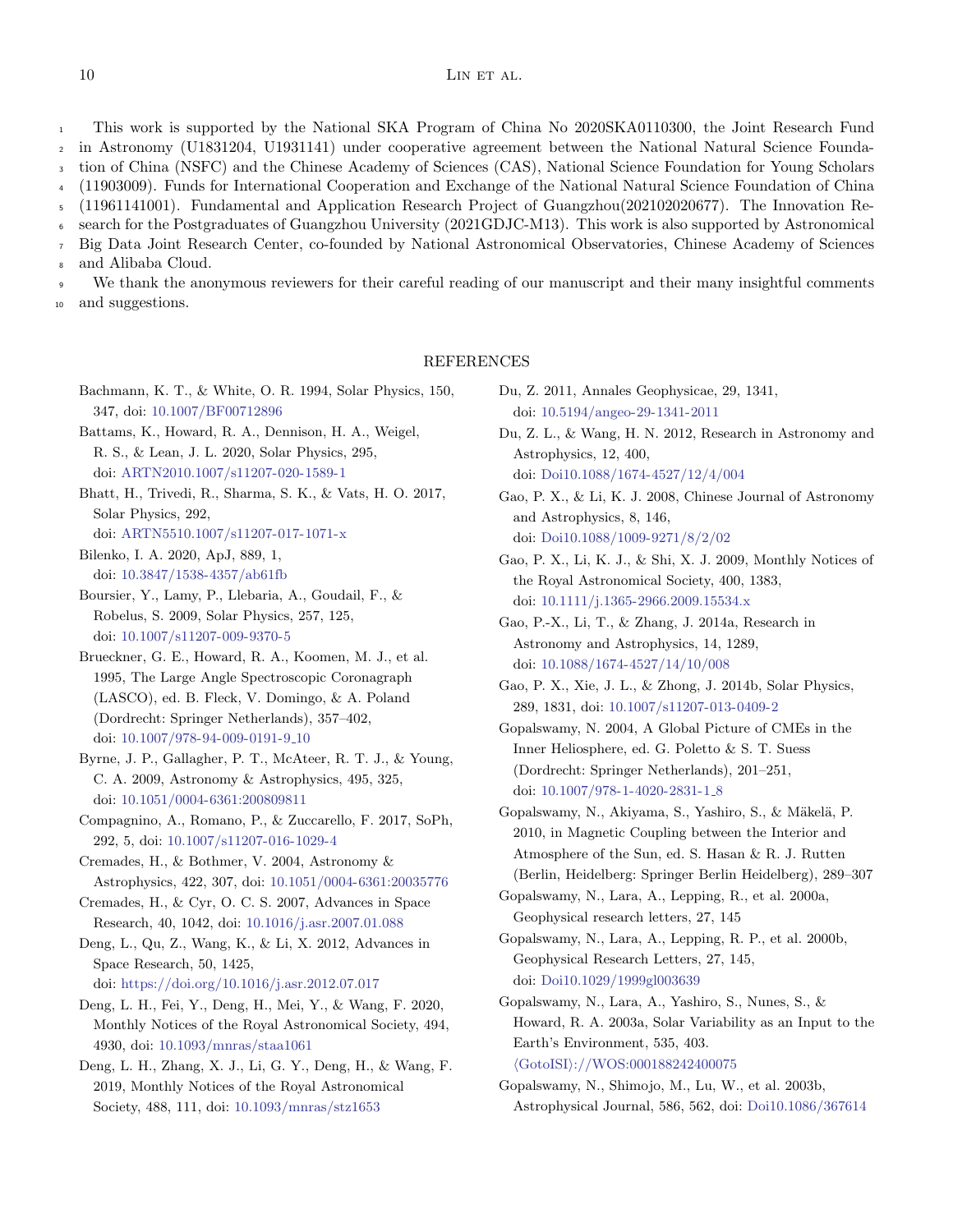This work is supported by the National SKA Program of China No 2020SKA0110300, the Joint Research Fund in Astronomy (U1831204, U1931141) under cooperative agreement between the National Natural Science Foundation of China (NSFC) and the Chinese Academy of Sciences (CAS), National Science Foundation for Young Scholars (11903009). Funds for International Cooperation and Exchange of the National Natural Science Foundation of China (11961141001). Fundamental and Application Research Project of Guangzhou(202102020677). The Innovation Research for the Postgraduates of Guangzhou University (2021GDJC-M13). This work is also supported by Astronomical Big Data Joint Research Center, co-founded by National Astronomical Observatories, Chinese Academy of Sciences and Alibaba Cloud.

We thank the anonymous reviewers for their careful reading of our manuscript and their many insightful comments and suggestions.

## REFERENCES

Bachmann, K. T., & White, O. R. 1994, Solar Physics, 150, 347, doi: 10.1007/BF00712896

Battams, K., Howard, R. A., Dennison, H. A., Weigel, R. S., & Lean, J. L. 2020, Solar Physics, 295, doi: ARTN2010.1007/s11207-020-1589-1

Bhatt, H., Trivedi, R., Sharma, S. K., & Vats, H. O. 2017, Solar Physics, 292, doi: ARTN5510.1007/s11207-017-1071-x

Bilenko, I. A. 2020, ApJ, 889, 1, doi: 10.3847/1538-4357/ab61fb

Boursier, Y., Lamy, P., Llebaria, A., Goudail, F., & Robelus, S. 2009, Solar Physics, 257, 125, doi: 10.1007/s11207-009-9370-5

Brueckner, G. E., Howard, R. A., Koomen, M. J., et al. 1995, The Large Angle Spectroscopic Coronagraph (LASCO), ed. B. Fleck, V. Domingo, & A. Poland (Dordrecht: Springer Netherlands), 357–402, doi: 10.1007/978-94-009-0191-9_10

Byrne, J. P., Gallagher, P. T., McAteer, R. T. J., & Young, C. A. 2009, Astronomy & Astrophysics, 495, 325, doi: 10.1051/0004-6361:200809811

Compagnino, A., Romano, P., & Zuccarello, F. 2017, SoPh, 292, 5, doi: 10.1007/s11207-016-1029-4

Cremades, H., & Bothmer, V. 2004, Astronomy & Astrophysics, 422, 307, doi: 10.1051/0004-6361:20035776

Cremades, H., & Cyr, O. C. S. 2007, Advances in Space Research, 40, 1042, doi: 10.1016/j.asr.2007.01.088

Deng, L., Qu, Z., Wang, K., & Li, X. 2012, Advances in Space Research, 50, 1425, doi: https://doi.org/10.1016/j.asr.2012.07.017

Deng, L. H., Fei, Y., Deng, H., Mei, Y., & Wang, F. 2020, Monthly Notices of the Royal Astronomical Society, 494, 4930, doi: 10.1093/mnras/staa1061

Deng, L. H., Zhang, X. J., Li, G. Y., Deng, H., & Wang, F. 2019, Monthly Notices of the Royal Astronomical Society, 488, 111, doi: 10.1093/mnras/stz1653

Du, Z. 2011, Annales Geophysicae, 29, 1341, doi: 10.5194/angeo-29-1341-2011

Du, Z. L., & Wang, H. N. 2012, Research in Astronomy and Astrophysics, 12, 400, doi: Doi10.1088/1674-4527/12/4/004

Gao, P. X., & Li, K. J. 2008, Chinese Journal of Astronomy and Astrophysics, 8, 146, doi: Doi10.1088/1009-9271/8/2/02

Gao, P. X., Li, K. J., & Shi, X. J. 2009, Monthly Notices of the Royal Astronomical Society, 400, 1383, doi: 10.1111/j.1365-2966.2009.15534.x

Gao, P.-X., Li, T., & Zhang, J. 2014a, Research in Astronomy and Astrophysics, 14, 1289, doi: 10.1088/1674-4527/14/10/008

Gao, P. X., Xie, J. L., & Zhong, J. 2014b, Solar Physics, 289, 1831, doi: 10.1007/s11207-013-0409-2

Gopalswamy, N. 2004, A Global Picture of CMEs in the Inner Heliosphere, ed. G. Poletto & S. T. Suess (Dordrecht: Springer Netherlands), 201–251, doi: 10.1007/978-1-4020-2831-1_8

Gopalswamy, N., Akiyama, S., Yashiro, S., & Mäkelä, P. 2010, in Magnetic Coupling between the Interior and Atmosphere of the Sun, ed. S. Hasan & R. J. Rutten (Berlin, Heidelberg: Springer Berlin Heidelberg), 289–307

Gopalswamy, N., Lara, A., Lepping, R., et al. 2000a, Geophysical research letters, 27, 145

Gopalswamy, N., Lara, A., Lepping, R. P., et al. 2000b, Geophysical Research Letters, 27, 145, doi: Doi10.1029/1999gl003639

Gopalswamy, N., Lara, A., Yashiro, S., Nunes, S., & Howard, R. A. 2003a, Solar Variability as an Input to the Earth's Environment, 535, 403. ⟨GotoISI⟩://WOS:000188242400075

Gopalswamy, N., Shimojo, M., Lu, W., et al. 2003b, Astrophysical Journal, 586, 562, doi: Doi10.1086/367614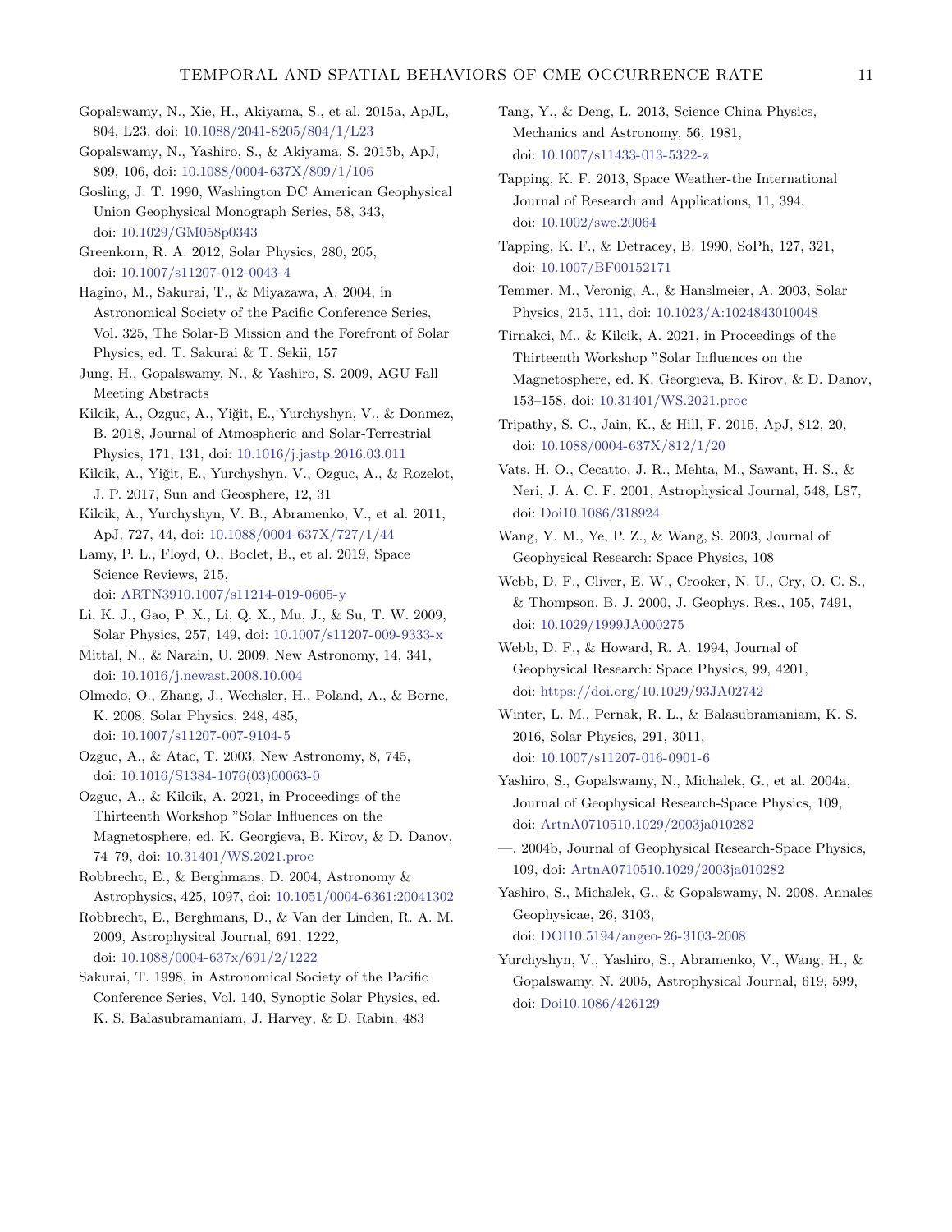Gopalswamy, N., Xie, H., Akiyama, S., et al. 2015a, ApJL, 804, L23, doi: 10.1088/2041-8205/804/1/L23

Gopalswamy, N., Yashiro, S., & Akiyama, S. 2015b, ApJ, 809, 106, doi: 10.1088/0004-637X/809/1/106

Gosling, J. T. 1990, Washington DC American Geophysical Union Geophysical Monograph Series, 58, 343, doi: 10.1029/GM058p0343

Greenkorn, R. A. 2012, Solar Physics, 280, 205, doi: 10.1007/s11207-012-0043-4

Hagino, M., Sakurai, T., & Miyazawa, A. 2004, in Astronomical Society of the Pacific Conference Series, Vol. 325, The Solar-B Mission and the Forefront of Solar Physics, ed. T. Sakurai & T. Sekii, 157

Jung, H., Gopalswamy, N., & Yashiro, S. 2009, AGU Fall Meeting Abstracts

Kilcik, A., Ozguc, A., Yiğit, E., Yurchyshyn, V., & Donmez, B. 2018, Journal of Atmospheric and Solar-Terrestrial Physics, 171, 131, doi: 10.1016/j.jastp.2016.03.011

Kilcik, A., Yiğit, E., Yurchyshyn, V., Ozguc, A., & Rozelot, J. P. 2017, Sun and Geosphere, 12, 31

Kilcik, A., Yurchyshyn, V. B., Abramenko, V., et al. 2011, ApJ, 727, 44, doi: 10.1088/0004-637X/727/1/44

Lamy, P. L., Floyd, O., Boclet, B., et al. 2019, Space Science Reviews, 215, doi: ARTN3910.1007/s11214-019-0605-y

Li, K. J., Gao, P. X., Li, Q. X., Mu, J., & Su, T. W. 2009, Solar Physics, 257, 149, doi: 10.1007/s11207-009-9333-x

Mittal, N., & Narain, U. 2009, New Astronomy, 14, 341, doi: 10.1016/j.newast.2008.10.004

Olmedo, O., Zhang, J., Wechsler, H., Poland, A., & Borne, K. 2008, Solar Physics, 248, 485, doi: 10.1007/s11207-007-9104-5

Ozguc, A., & Atac, T. 2003, New Astronomy, 8, 745, doi: 10.1016/S1384-1076(03)00063-0

Ozguc, A., & Kilcik, A. 2021, in Proceedings of the Thirteenth Workshop "Solar Influences on the Magnetosphere, ed. K. Georgieva, B. Kirov, & D. Danov, 74–79, doi: 10.31401/WS.2021.proc

Robbrecht, E., & Berghmans, D. 2004, Astronomy & Astrophysics, 425, 1097, doi: 10.1051/0004-6361:20041302

Robbrecht, E., Berghmans, D., & Van der Linden, R. A. M. 2009, Astrophysical Journal, 691, 1222, doi: 10.1088/0004-637x/691/2/1222

Sakurai, T. 1998, in Astronomical Society of the Pacific Conference Series, Vol. 140, Synoptic Solar Physics, ed. K. S. Balasubramaniam, J. Harvey, & D. Rabin, 483

Tang, Y., & Deng, L. 2013, Science China Physics, Mechanics and Astronomy, 56, 1981, doi: 10.1007/s11433-013-5322-z

Tapping, K. F. 2013, Space Weather-the International Journal of Research and Applications, 11, 394, doi: 10.1002/swe.20064

Tapping, K. F., & Detracey, B. 1990, SoPh, 127, 321, doi: 10.1007/BF00152171

Temmer, M., Veronig, A., & Hanslmeier, A. 2003, Solar Physics, 215, 111, doi: 10.1023/A:1024843010048

Tirnakci, M., & Kilcik, A. 2021, in Proceedings of the Thirteenth Workshop "Solar Influences on the Magnetosphere, ed. K. Georgieva, B. Kirov, & D. Danov, 153–158, doi: 10.31401/WS.2021.proc

Tripathy, S. C., Jain, K., & Hill, F. 2015, ApJ, 812, 20, doi: 10.1088/0004-637X/812/1/20

Vats, H. O., Cecatto, J. R., Mehta, M., Sawant, H. S., & Neri, J. A. C. F. 2001, Astrophysical Journal, 548, L87, doi: Doi10.1086/318924

Wang, Y. M., Ye, P. Z., & Wang, S. 2003, Journal of Geophysical Research: Space Physics, 108

Webb, D. F., Cliver, E. W., Crooker, N. U., Cry, O. C. S., & Thompson, B. J. 2000, J. Geophys. Res., 105, 7491, doi: 10.1029/1999JA000275

Webb, D. F., & Howard, R. A. 1994, Journal of Geophysical Research: Space Physics, 99, 4201, doi: https://doi.org/10.1029/93JA02742

Winter, L. M., Pernak, R. L., & Balasubramaniam, K. S. 2016, Solar Physics, 291, 3011, doi: 10.1007/s11207-016-0901-6

Yashiro, S., Gopalswamy, N., Michalek, G., et al. 2004a, Journal of Geophysical Research-Space Physics, 109, doi: ArtnA0710510.1029/2003ja010282

—. 2004b, Journal of Geophysical Research-Space Physics, 109, doi: ArtnA0710510.1029/2003ja010282

Yashiro, S., Michalek, G., & Gopalswamy, N. 2008, Annales Geophysicae, 26, 3103, doi: DOI10.5194/angeo-26-3103-2008

Yurchyshyn, V., Yashiro, S., Abramenko, V., Wang, H., & Gopalswamy, N. 2005, Astrophysical Journal, 619, 599, doi: Doi10.1086/426129